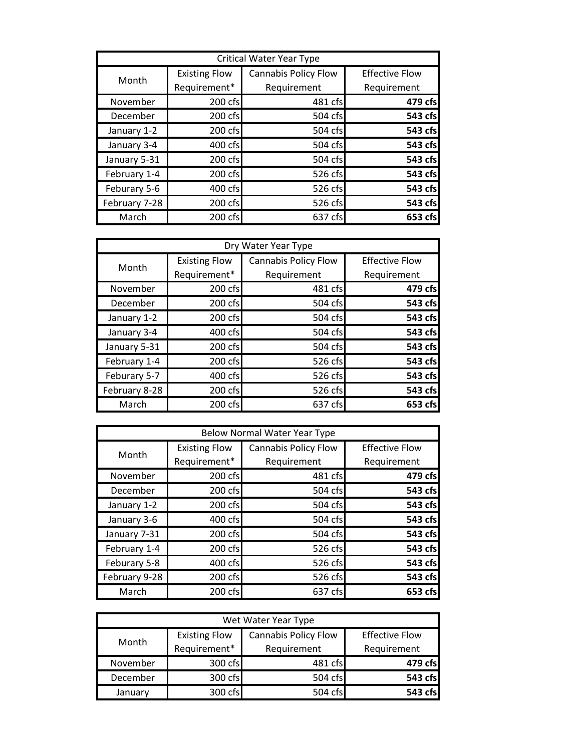| Critical Water Year Type | | | |
|---|---|---|---|
| Month | Existing Flow Requirement* | Cannabis Policy Flow Requirement | Effective Flow Requirement |
| November | 200 cfs | 481 cfs | **479 cfs** |
| December | 200 cfs | 504 cfs | **543 cfs** |
| January 1-2 | 200 cfs | 504 cfs | **543 cfs** |
| January 3-4 | 400 cfs | 504 cfs | **543 cfs** |
| January 5-31 | 200 cfs | 504 cfs | **543 cfs** |
| February 1-4 | 200 cfs | 526 cfs | **543 cfs** |
| Feburary 5-6 | 400 cfs | 526 cfs | **543 cfs** |
| February 7-28 | 200 cfs | 526 cfs | **543 cfs** |
| March | 200 cfs | 637 cfs | **653 cfs** |

| Dry Water Year Type | | | |
|---|---|---|---|
| Month | Existing Flow Requirement* | Cannabis Policy Flow Requirement | Effective Flow Requirement |
| November | 200 cfs | 481 cfs | **479 cfs** |
| December | 200 cfs | 504 cfs | **543 cfs** |
| January 1-2 | 200 cfs | 504 cfs | **543 cfs** |
| January 3-4 | 400 cfs | 504 cfs | **543 cfs** |
| January 5-31 | 200 cfs | 504 cfs | **543 cfs** |
| February 1-4 | 200 cfs | 526 cfs | **543 cfs** |
| Feburary 5-7 | 400 cfs | 526 cfs | **543 cfs** |
| February 8-28 | 200 cfs | 526 cfs | **543 cfs** |
| March | 200 cfs | 637 cfs | **653 cfs** |

| Below Normal Water Year Type | | | |
|---|---|---|---|
| Month | Existing Flow Requirement* | Cannabis Policy Flow Requirement | Effective Flow Requirement |
| November | 200 cfs | 481 cfs | **479 cfs** |
| December | 200 cfs | 504 cfs | **543 cfs** |
| January 1-2 | 200 cfs | 504 cfs | **543 cfs** |
| January 3-6 | 400 cfs | 504 cfs | **543 cfs** |
| January 7-31 | 200 cfs | 504 cfs | **543 cfs** |
| February 1-4 | 200 cfs | 526 cfs | **543 cfs** |
| Feburary 5-8 | 400 cfs | 526 cfs | **543 cfs** |
| February 9-28 | 200 cfs | 526 cfs | **543 cfs** |
| March | 200 cfs | 637 cfs | **653 cfs** |

| Wet Water Year Type | | | |
|---|---|---|---|
| Month | Existing Flow Requirement* | Cannabis Policy Flow Requirement | Effective Flow Requirement |
| November | 300 cfs | 481 cfs | **479 cfs** |
| December | 300 cfs | 504 cfs | **543 cfs** |
| January | 300 cfs | 504 cfs | **543 cfs** |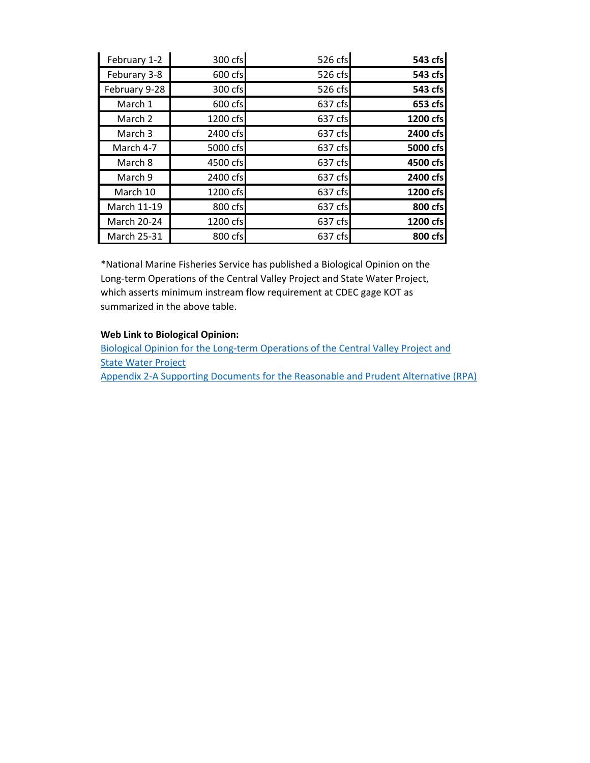| | | | |
|---|---|---|---|
| February 1-2 | 300 cfs | 526 cfs | **543 cfs** |
| Feburary 3-8 | 600 cfs | 526 cfs | **543 cfs** |
| February 9-28 | 300 cfs | 526 cfs | **543 cfs** |
| March 1 | 600 cfs | 637 cfs | **653 cfs** |
| March 2 | 1200 cfs | 637 cfs | **1200 cfs** |
| March 3 | 2400 cfs | 637 cfs | **2400 cfs** |
| March 4-7 | 5000 cfs | 637 cfs | **5000 cfs** |
| March 8 | 4500 cfs | 637 cfs | **4500 cfs** |
| March 9 | 2400 cfs | 637 cfs | **2400 cfs** |
| March 10 | 1200 cfs | 637 cfs | **1200 cfs** |
| March 11-19 | 800 cfs | 637 cfs | **800 cfs** |
| March 20-24 | 1200 cfs | 637 cfs | **1200 cfs** |
| March 25-31 | 800 cfs | 637 cfs | **800 cfs** |

*National Marine Fisheries Service has published a Biological Opinion on the Long-term Operations of the Central Valley Project and State Water Project, which asserts minimum instream flow requirement at CDEC gage KOT as summarized in the above table.

**Web Link to Biological Opinion:**

Biological Opinion for the Long-term Operations of the Central Valley Project and State Water Project

Appendix 2-A Supporting Documents for the Reasonable and Prudent Alternative (RPA)